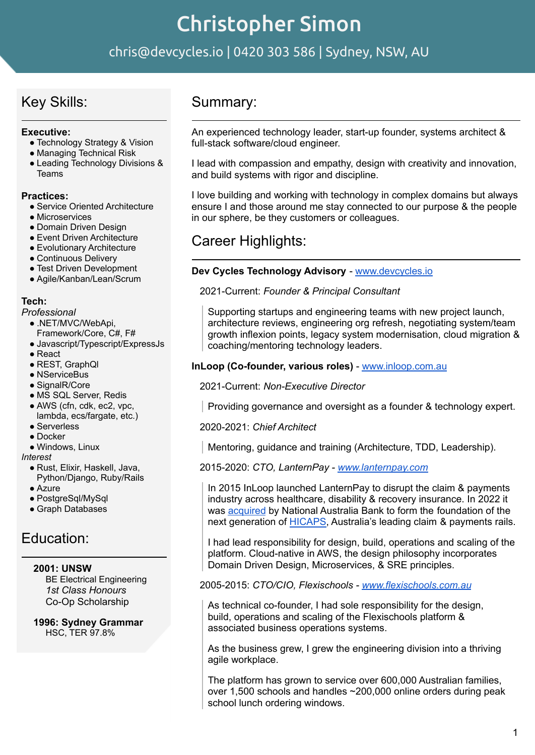# Christopher Simon

chris@devcycles.io | 0420 303 586 | Sydney, NSW, AU

## Key Skills:

**Executive:**

- Technology Strategy & Vision
- Managing Technical Risk
- Leading Technology Divisions & Teams

**Practices:**

- Service Oriented Architecture
- Microservices
- Domain Driven Design
- Event Driven Architecture
- Evolutionary Architecture
- Continuous Delivery
- Test Driven Development
- Agile/Kanban/Lean/Scrum

**Tech:**

*Professional*

- .NET/MVC/WebApi, Framework/Core, C#, F#
- Javascript/Typescript/ExpressJs
- React
- REST, GraphQl
- NServiceBus
- SignalR/Core
- MS SQL Server, Redis
- AWS (cfn, cdk, ec2, vpc, lambda, ecs/fargate, etc.)
- Serverless
- Docker
- Windows, Linux

*Interest*

- Rust, Elixir, Haskell, Java, Python/Django, Ruby/Rails
- Azure
- PostgreSql/MySql
- Graph Databases

## Education:

**2001: UNSW**
BE Electrical Engineering
*1st Class Honours*
Co-Op Scholarship

**1996: Sydney Grammar**
HSC, TER 97.8%

## Summary:

An experienced technology leader, start-up founder, systems architect & full-stack software/cloud engineer.

I lead with compassion and empathy, design with creativity and innovation, and build systems with rigor and discipline.

I love building and working with technology in complex domains but always ensure I and those around me stay connected to our purpose & the people in our sphere, be they customers or colleagues.

## Career Highlights:

**Dev Cycles Technology Advisory** - www.devcycles.io

2021-Current: *Founder & Principal Consultant*

> Supporting startups and engineering teams with new project launch, architecture reviews, engineering org refresh, negotiating system/team growth inflexion points, legacy system modernisation, cloud migration & coaching/mentoring technology leaders.

**InLoop (Co-founder, various roles)** - www.inloop.com.au

2021-Current: *Non-Executive Director*

> Providing governance and oversight as a founder & technology expert.

2020-2021: *Chief Architect*

> Mentoring, guidance and training (Architecture, TDD, Leadership).

2015-2020: *CTO, LanternPay* - *www.lanternpay.com*

> In 2015 InLoop launched LanternPay to disrupt the claim & payments industry across healthcare, disability & recovery insurance. In 2022 it was acquired by National Australia Bank to form the foundation of the next generation of HICAPS, Australia's leading claim & payments rails.
>
> I had lead responsibility for design, build, operations and scaling of the platform. Cloud-native in AWS, the design philosophy incorporates Domain Driven Design, Microservices, & SRE principles.

2005-2015: *CTO/CIO, Flexischools* - *www.flexischools.com.au*

> As technical co-founder, I had sole responsibility for the design, build, operations and scaling of the Flexischools platform & associated business operations systems.
>
> As the business grew, I grew the engineering division into a thriving agile workplace.
>
> The platform has grown to service over 600,000 Australian families, over 1,500 schools and handles ~200,000 online orders during peak school lunch ordering windows.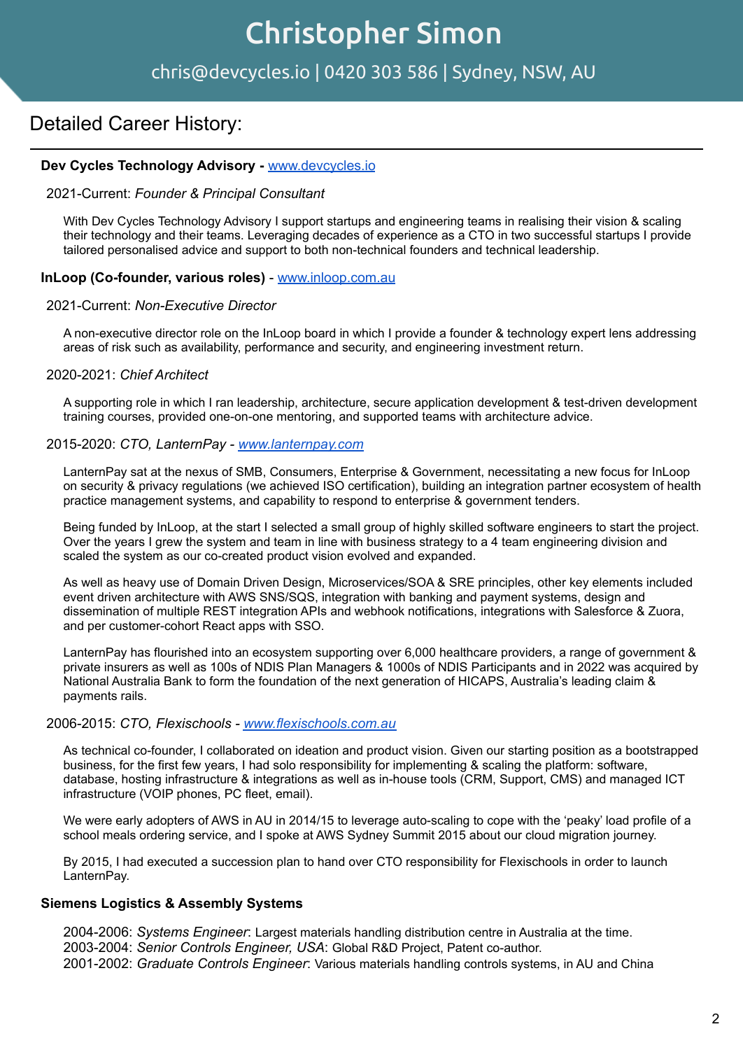# Christopher Simon

chris@devcycles.io | 0420 303 586 | Sydney, NSW, AU

## Detailed Career History:

---

**Dev Cycles Technology Advisory -** [www.devcycles.io](http://www.devcycles.io)

2021-Current: *Founder & Principal Consultant*

With Dev Cycles Technology Advisory I support startups and engineering teams in realising their vision & scaling their technology and their teams. Leveraging decades of experience as a CTO in two successful startups I provide tailored personalised advice and support to both non-technical founders and technical leadership.

**InLoop (Co-founder, various roles)** - [www.inloop.com.au](http://www.inloop.com.au)

2021-Current: *Non-Executive Director*

A non-executive director role on the InLoop board in which I provide a founder & technology expert lens addressing areas of risk such as availability, performance and security, and engineering investment return.

2020-2021: *Chief Architect*

A supporting role in which I ran leadership, architecture, secure application development & test-driven development training courses, provided one-on-one mentoring, and supported teams with architecture advice.

2015-2020: *CTO, LanternPay - [www.lanternpay.com](http://www.lanternpay.com)*

LanternPay sat at the nexus of SMB, Consumers, Enterprise & Government, necessitating a new focus for InLoop on security & privacy regulations (we achieved ISO certification), building an integration partner ecosystem of health practice management systems, and capability to respond to enterprise & government tenders.

Being funded by InLoop, at the start I selected a small group of highly skilled software engineers to start the project. Over the years I grew the system and team in line with business strategy to a 4 team engineering division and scaled the system as our co-created product vision evolved and expanded.

As well as heavy use of Domain Driven Design, Microservices/SOA & SRE principles, other key elements included event driven architecture with AWS SNS/SQS, integration with banking and payment systems, design and dissemination of multiple REST integration APIs and webhook notifications, integrations with Salesforce & Zuora, and per customer-cohort React apps with SSO.

LanternPay has flourished into an ecosystem supporting over 6,000 healthcare providers, a range of government & private insurers as well as 100s of NDIS Plan Managers & 1000s of NDIS Participants and in 2022 was acquired by National Australia Bank to form the foundation of the next generation of HICAPS, Australia's leading claim & payments rails.

2006-2015: *CTO, Flexischools - [www.flexischools.com.au](http://www.flexischools.com.au)*

As technical co-founder, I collaborated on ideation and product vision. Given our starting position as a bootstrapped business, for the first few years, I had solo responsibility for implementing & scaling the platform: software, database, hosting infrastructure & integrations as well as in-house tools (CRM, Support, CMS) and managed ICT infrastructure (VOIP phones, PC fleet, email).

We were early adopters of AWS in AU in 2014/15 to leverage auto-scaling to cope with the 'peaky' load profile of a school meals ordering service, and I spoke at AWS Sydney Summit 2015 about our cloud migration journey.

By 2015, I had executed a succession plan to hand over CTO responsibility for Flexischools in order to launch LanternPay.

**Siemens Logistics & Assembly Systems**

2004-2006: *Systems Engineer*: Largest materials handling distribution centre in Australia at the time.
2003-2004: *Senior Controls Engineer, USA*: Global R&D Project, Patent co-author.
2001-2002: *Graduate Controls Engineer*: Various materials handling controls systems, in AU and China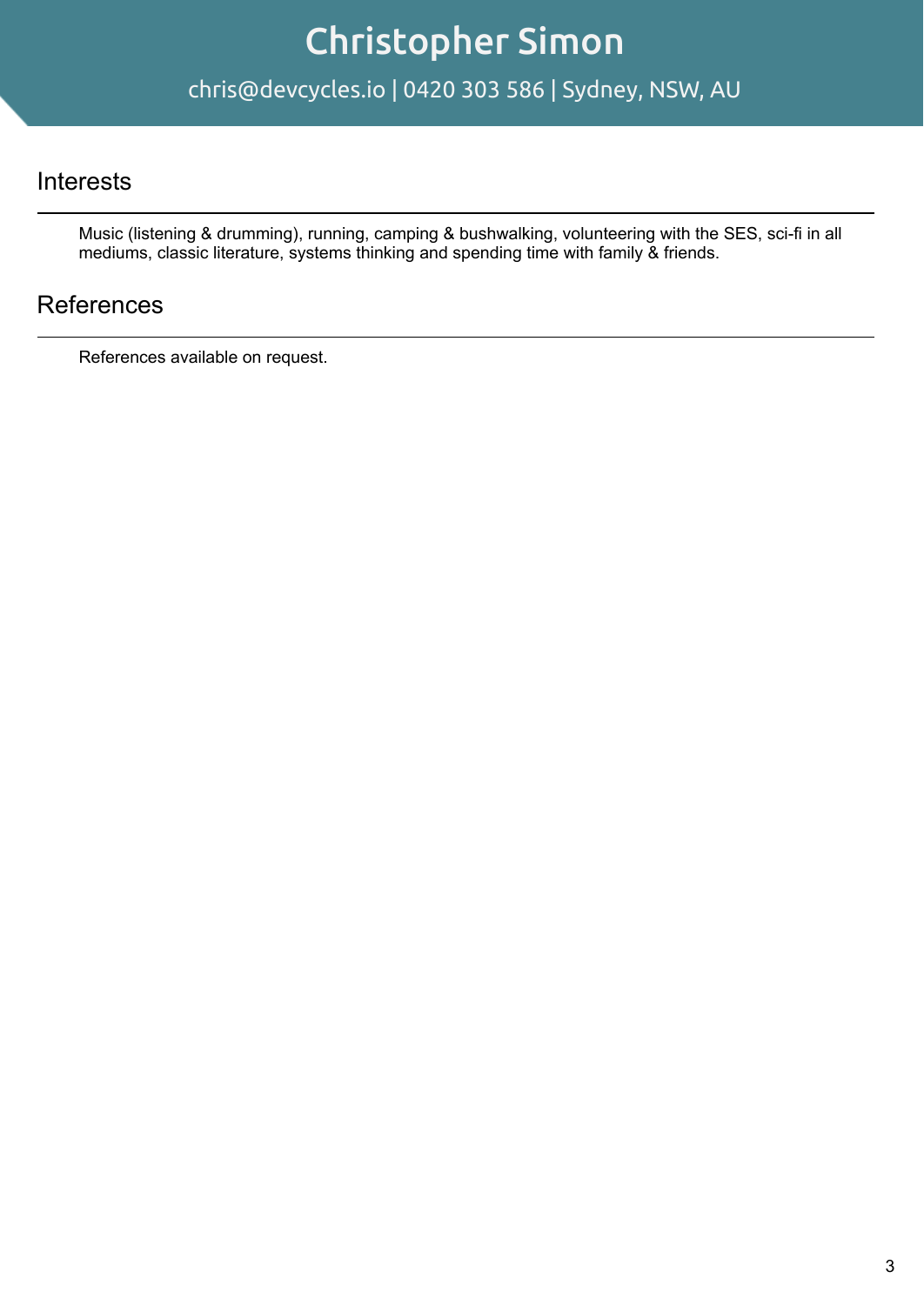## Interests

Music (listening & drumming), running, camping & bushwalking, volunteering with the SES, sci-fi in all mediums, classic literature, systems thinking and spending time with family & friends.

## References

References available on request.